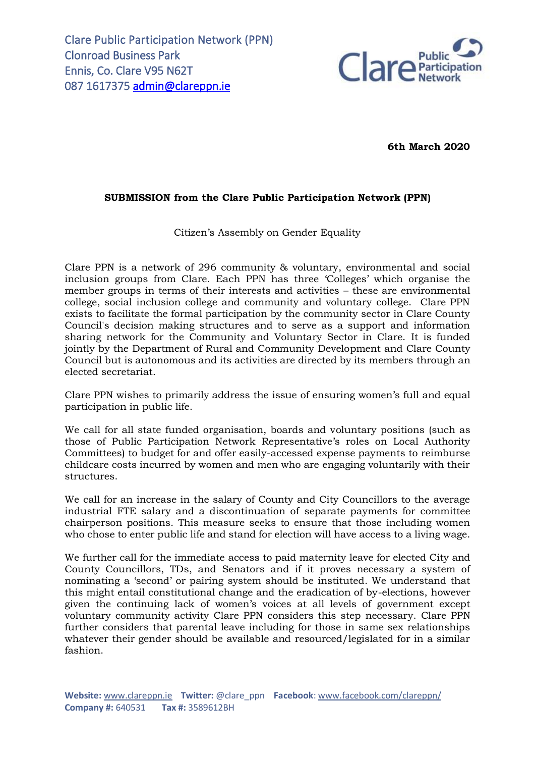Clare Public Participation Network (PPN)
Clonroad Business Park
Ennis, Co. Clare V95 N62T
087 1617375 admin@clareppn.ie

**6th March 2020**

**SUBMISSION from the Clare Public Participation Network (PPN)**

Citizen's Assembly on Gender Equality

Clare PPN is a network of 296 community & voluntary, environmental and social inclusion groups from Clare. Each PPN has three 'Colleges' which organise the member groups in terms of their interests and activities – these are environmental college, social inclusion college and community and voluntary college. Clare PPN exists to facilitate the formal participation by the community sector in Clare County Council's decision making structures and to serve as a support and information sharing network for the Community and Voluntary Sector in Clare. It is funded jointly by the Department of Rural and Community Development and Clare County Council but is autonomous and its activities are directed by its members through an elected secretariat.

Clare PPN wishes to primarily address the issue of ensuring women's full and equal participation in public life.

We call for all state funded organisation, boards and voluntary positions (such as those of Public Participation Network Representative's roles on Local Authority Committees) to budget for and offer easily-accessed expense payments to reimburse childcare costs incurred by women and men who are engaging voluntarily with their structures.

We call for an increase in the salary of County and City Councillors to the average industrial FTE salary and a discontinuation of separate payments for committee chairperson positions. This measure seeks to ensure that those including women who chose to enter public life and stand for election will have access to a living wage.

We further call for the immediate access to paid maternity leave for elected City and County Councillors, TDs, and Senators and if it proves necessary a system of nominating a 'second' or pairing system should be instituted. We understand that this might entail constitutional change and the eradication of by-elections, however given the continuing lack of women's voices at all levels of government except voluntary community activity Clare PPN considers this step necessary. Clare PPN further considers that parental leave including for those in same sex relationships whatever their gender should be available and resourced/legislated for in a similar fashion.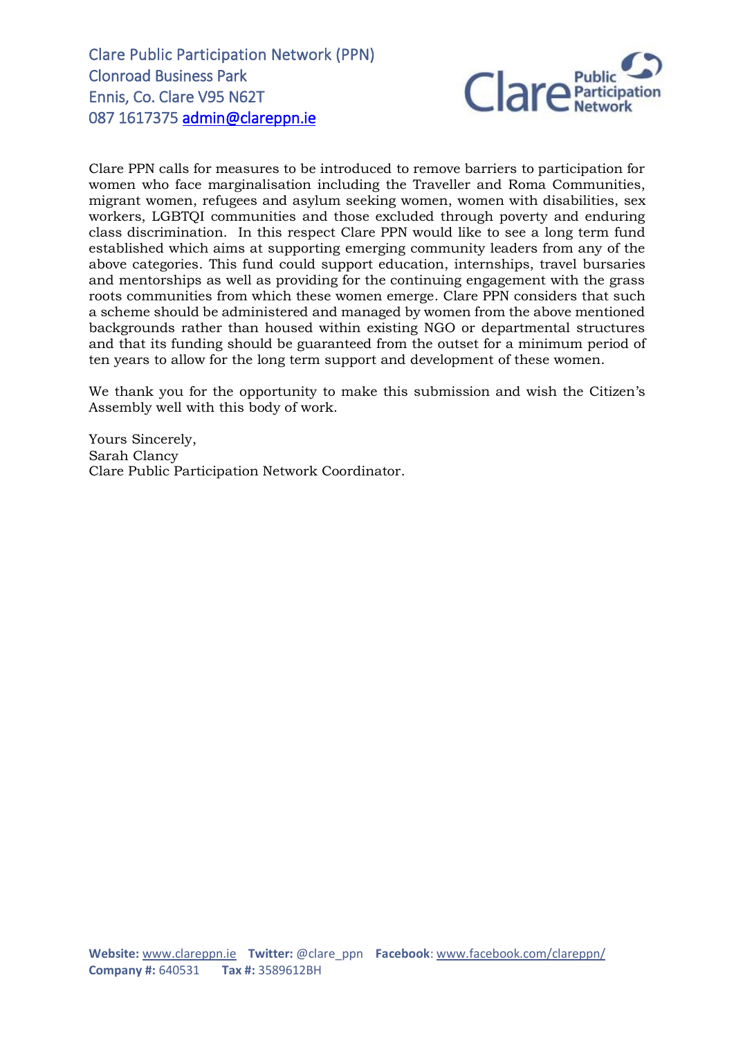Clare Public Participation Network (PPN)
Clonroad Business Park
Ennis, Co. Clare V95 N62T
087 1617375 admin@clareppn.ie

Clare PPN calls for measures to be introduced to remove barriers to participation for women who face marginalisation including the Traveller and Roma Communities, migrant women, refugees and asylum seeking women, women with disabilities, sex workers, LGBTQI communities and those excluded through poverty and enduring class discrimination. In this respect Clare PPN would like to see a long term fund established which aims at supporting emerging community leaders from any of the above categories. This fund could support education, internships, travel bursaries and mentorships as well as providing for the continuing engagement with the grass roots communities from which these women emerge. Clare PPN considers that such a scheme should be administered and managed by women from the above mentioned backgrounds rather than housed within existing NGO or departmental structures and that its funding should be guaranteed from the outset for a minimum period of ten years to allow for the long term support and development of these women.

We thank you for the opportunity to make this submission and wish the Citizen's Assembly well with this body of work.

Yours Sincerely,
Sarah Clancy
Clare Public Participation Network Coordinator.

**Website:** www.clareppn.ie **Twitter:** @clare_ppn **Facebook**: www.facebook.com/clareppn/
**Company #:** 640531 **Tax #:** 3589612BH